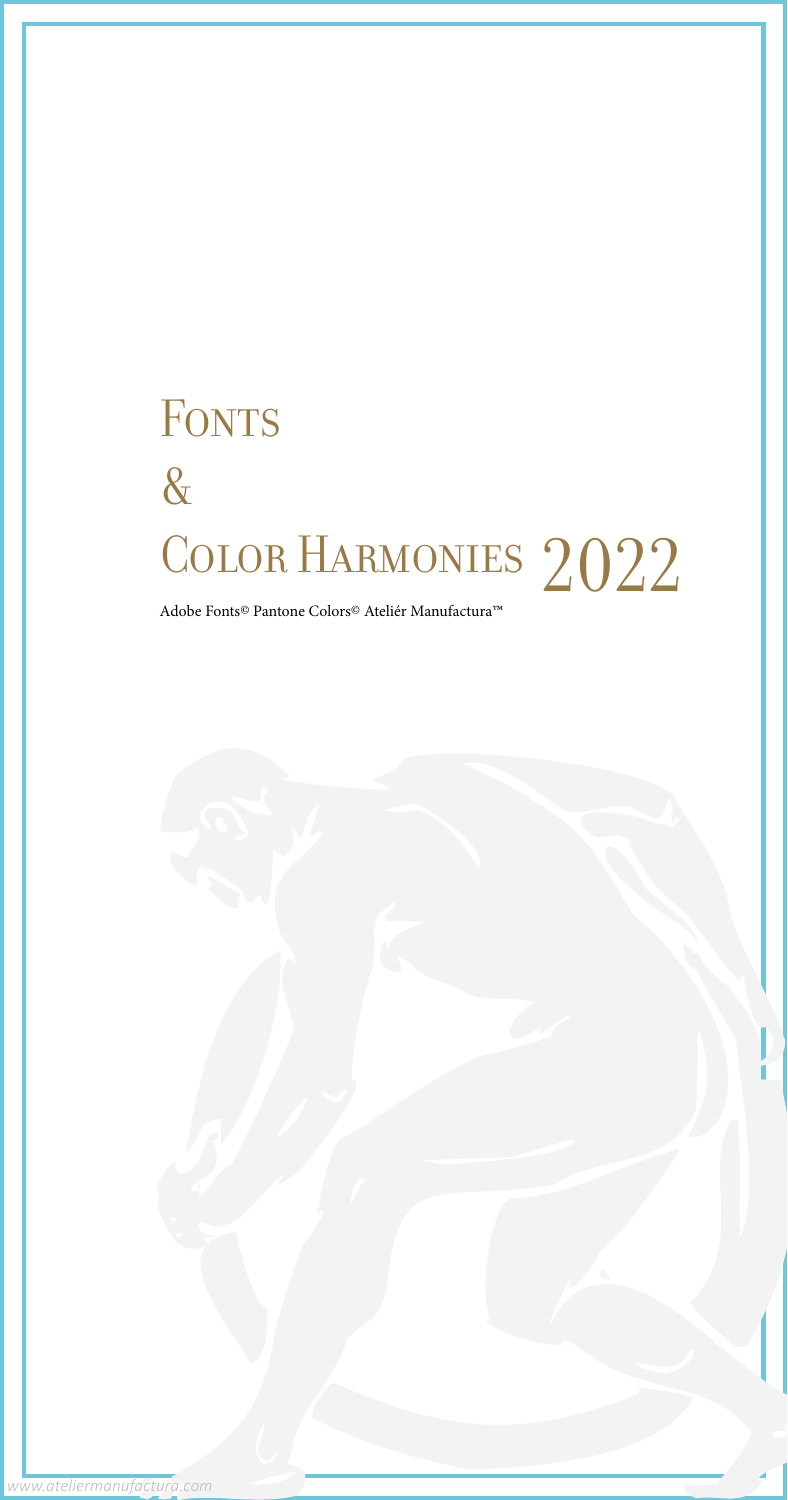# Fonts & Color Harmonies 2022

Adobe Fonts© Pantone Colors© Ateliér Manufactura™

www.ateliermanufactura.com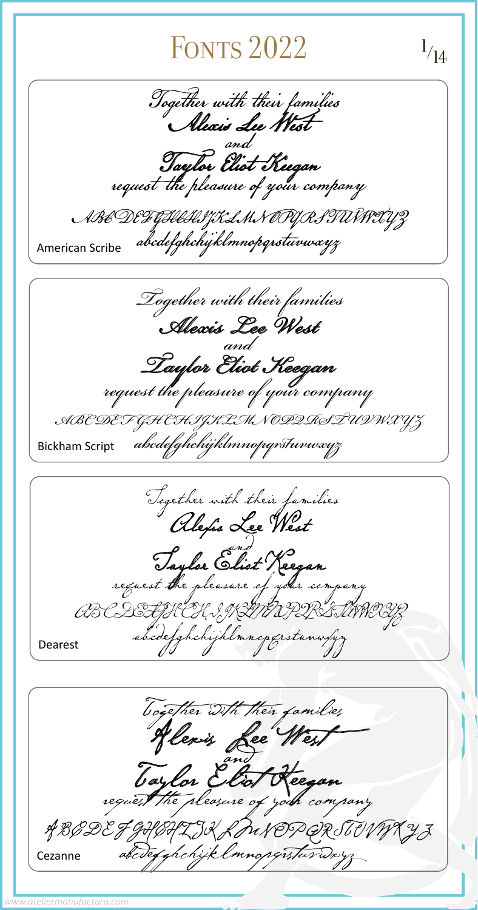# Fonts 2022

Together with their families
Alexis Lee West
and
Taylor Eliot Keegan
request the pleasure of your company

ABCDEFGHCHIJKLMNOPQRSTUVWXYZ
abcdefghchijklmnopqrstuvwxyz

American Scribe

Together with their families
Alexis Lee West
and
Taylor Eliot Keegan
request the pleasure of your company

ABCDEFGHCHIJKLMNOPQRSTUVWXYZ
abcdefghchijklmnopqrstuvwxyz

Bickham Script

Together with their families
Alexis Lee West
and
Taylor Eliot Keegan
request the pleasure of your company

ABCDEFGHCHIJKLMNOPQRSTUVWXYZ
abcdefghchijklmnopqrstuvwxyz

Dearest

Together with their families
Alexis Lee West
and
Taylor Eliot Keegan
request the pleasure of your company

ABCDEFGHCHIJKLMNOPQRSTUVWXYZ
abcdefghchijklmnopqrstuvwxyz

Cezanne

www.ateliermanufactura.com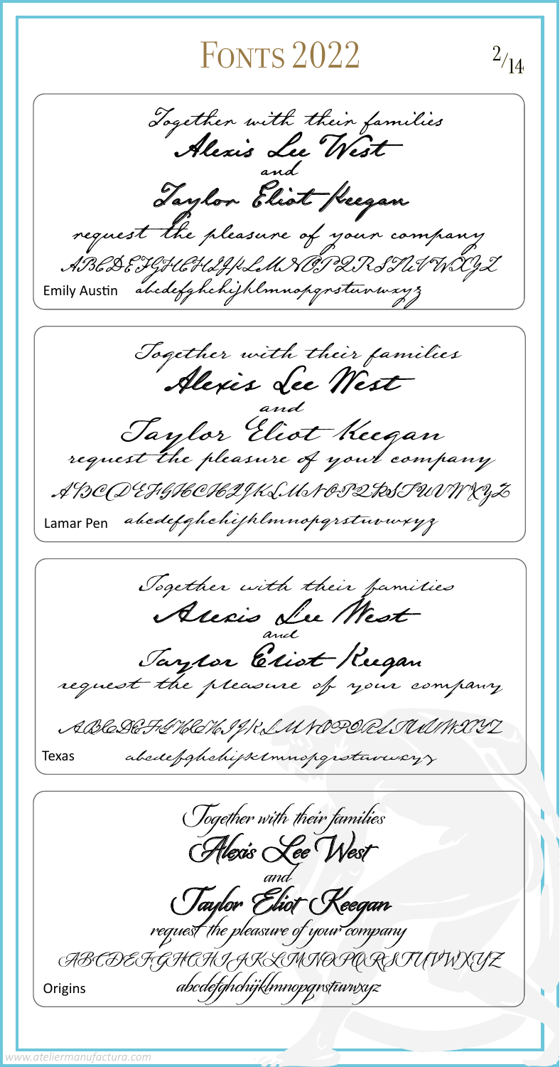# Fonts 2022

Together with their families
Alexis Lee West
and
Taylor Eliot Keegan
request the pleasure of your company
ABCDEFGHCHIJKLMNOPQRSTUVWXYZ
abcdefghchijklmnopqrstuvwxyz

Emily Austin

Together with their families
Alexis Lee West
and
Taylor Eliot Keegan
request the pleasure of your company
ABCDEFGHCHIJKLMNOPQRSTUVWXYZ
abcdefghchijklmnopqrstuvwxyz

Lamar Pen

Together with their families
Alexis Lee West
and
Taylor Eliot Keegan
request the pleasure of your company
ABCDEFGHCHIJKLMNOPQRSTUVWXYZ
abcdefghchijklmnopqrstuvwxyz

Texas

Together with their families
Alexis Lee West
and
Taylor Eliot Keegan
request the pleasure of your company
ABCDEFGHCHIJKLMNOPQRSTUVWXYZ
abcdefghchijklmnopqrstuvwxyz

Origins

www.ateliermanufactura.com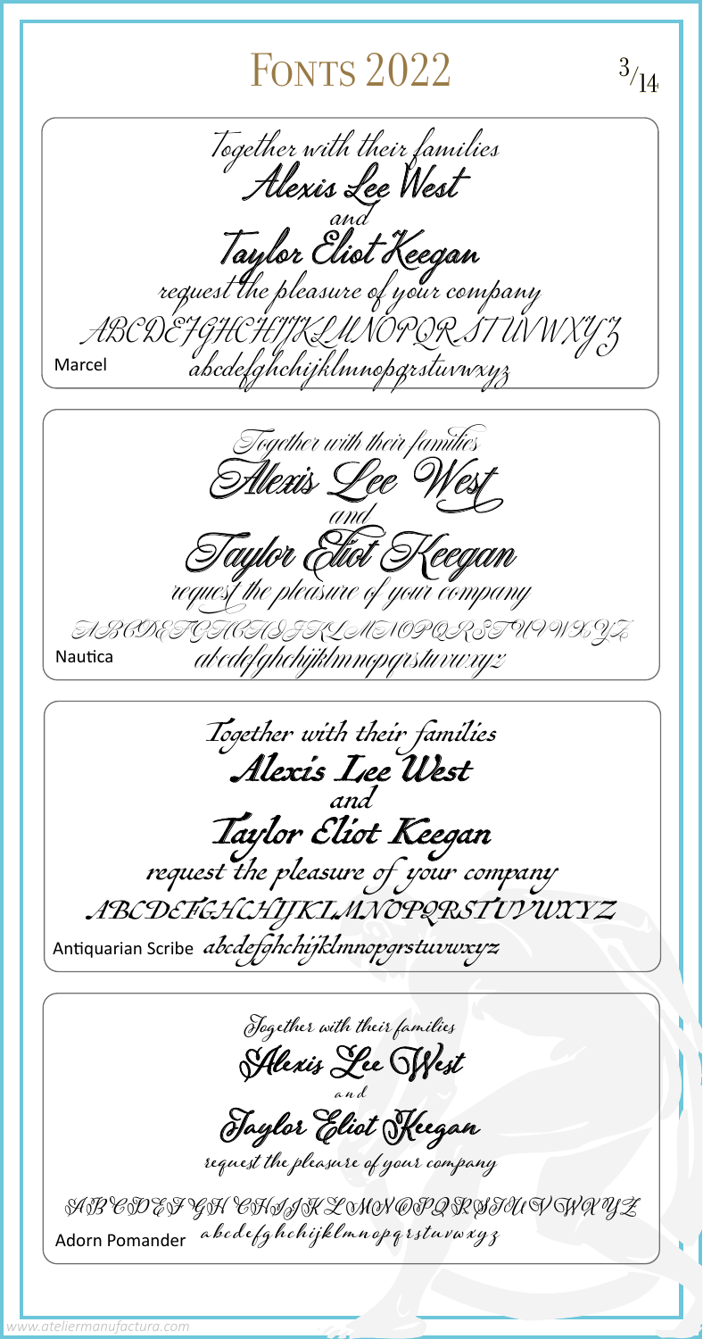# Fonts 2022

Together with their families
Alexis Lee West
and
Taylor Eliot Keegan
request the pleasure of your company
ABCDEFGHCHIJKLMNOPQRSTUVWXYZ
abcdefghchijklmnopqrstuvwxyz

Marcel

Together with their families
Alexis Lee West
and
Taylor Eliot Keegan
request the pleasure of your company
ABCDEFGHCHIJKLMNOPQRSTUVWXYZ
abcdefghchijklmnopqrstuvwxyz

Nautica

Together with their families
Alexis Lee West
and
Taylor Eliot Keegan
request the pleasure of your company
ABCDEFGHCHIJKLMNOPQRSTUVWXYZ
abcdefghchijklmnopqrstuvwxyz

Antiquarian Scribe

Together with their families
Alexis Lee West
and
Taylor Eliot Keegan
request the pleasure of your company
ABCDEFGHCHIJKLMNOPQRSTUVWXYZ
abcdefghchijklmnopqrstuvwxyz

Adorn Pomander

www.ateliermanufactura.com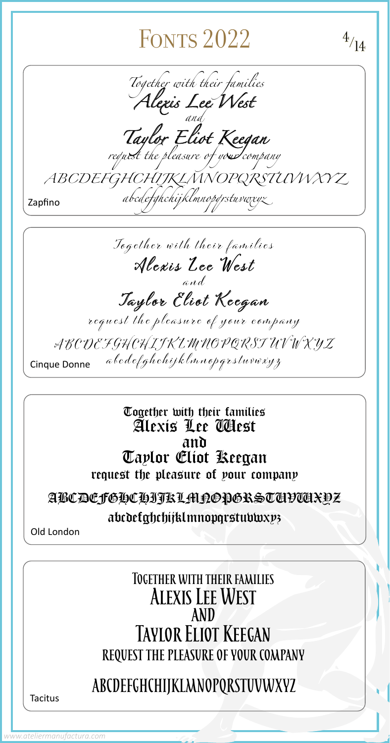# Fonts 2022

Together with their families
Alexis Lee West
and
Taylor Eliot Keegan
request the pleasure of your company
ABCDEFGHCHIJKLMNOPQRSTUVWXYZ
abcdefghchijklmnopqrstuvwxyz

Zapfino

Together with their families
Alexis Lee West
and
Taylor Eliot Keegan
request the pleasure of your company
ABCDEFGHCHIJKLMNOPQRSTUVWXYZ
abcdefghchijklmnopqrstuvwxyz

Cinque Donne

Together with their families
Alexis Lee West
and
Taylor Eliot Keegan
request the pleasure of your company
ABCDEFGHCHIJKLMNOPQRSTUVWXYZ
abcdefghchijklmnopqrstuvwxyz

Old London

Together with their families
Alexis Lee West
and
Taylor Eliot Keegan
request the pleasure of your company
ABCDEFGHCHIJKLMNOPQRSTUVWXYZ

Tacitus

www.ateliermanufactura.com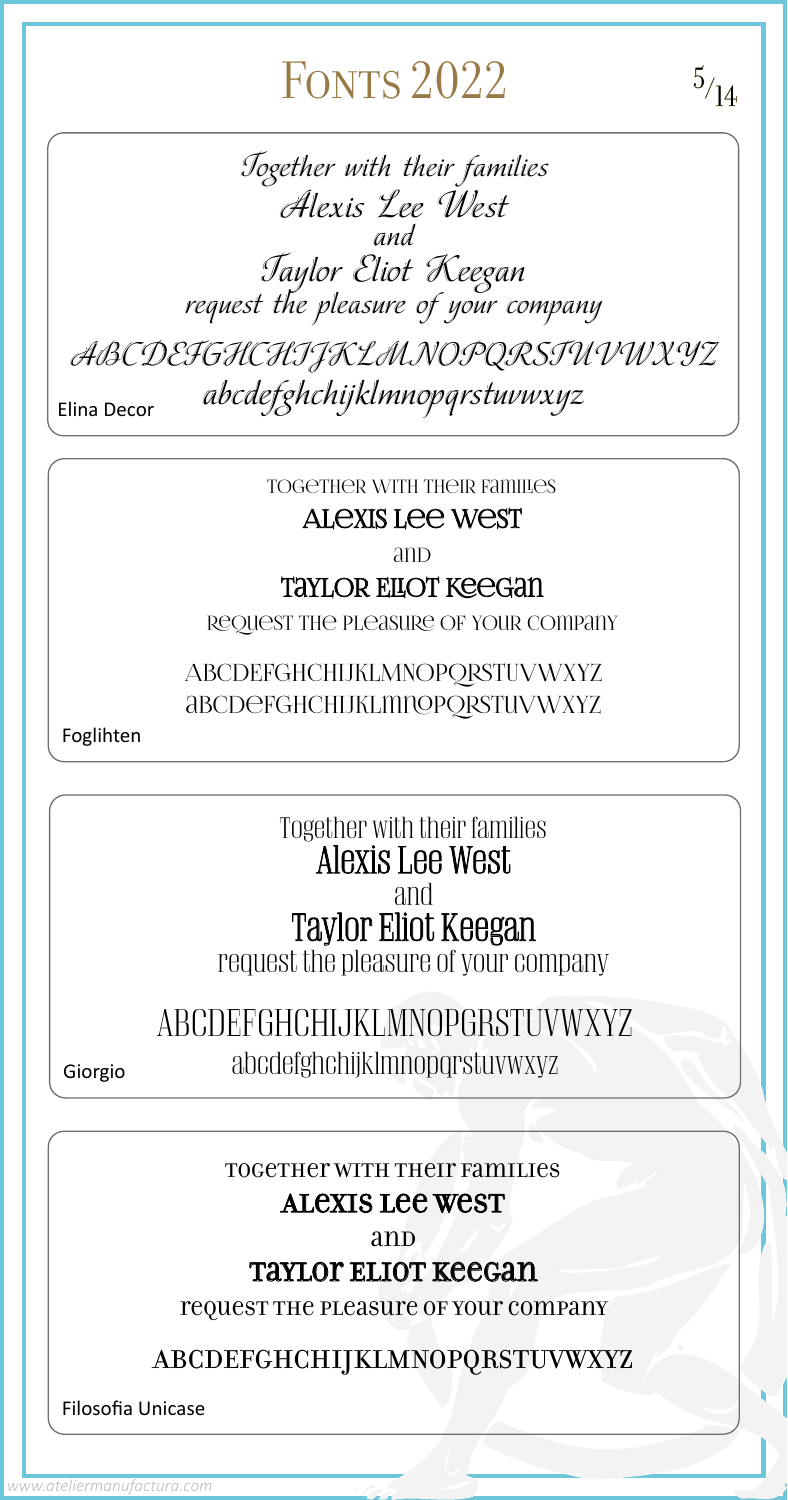# Fonts 2022

Together with their families
Alexis Lee West
and
Taylor Eliot Keegan
request the pleasure of your company

ABCDEFGHCHIJKLMNOPQRSTUVWXYZ
abcdefghchijklmnopqrstuvwxyz

Elina Decor

TOGETHER WITH THEIR FAMILIES
ALEXIS LEE WEST
AND
TAYLOR ELIOT KEEGAN
REQUEST THE PLEASURE OF YOUR COMPANY

ABCDEFGHCHIJKLMNOPQRSTUVWXYZ
ABCDEFGHCHIJKLMNOPQRSTUVWXYZ

Foglihten

Together with their families
Alexis Lee West
and
Taylor Eliot Keegan
request the pleasure of your company

ABCDEFGHCHIJKLMNOPGRSTUVWXYZ
abcdefghchijklmnopqrstuvwxyz

Giorgio

TOGETHER WITH THEIR FAMILIES
ALEXIS LEE WEST
AND
TAYLOR ELIOT KEEGAN
REQUEST THE PLEASURE OF YOUR COMPANY

ABCDEFGHCHIJKLMNOPQRSTUVWXYZ

Filosofia Unicase

www.ateliermanufactura.com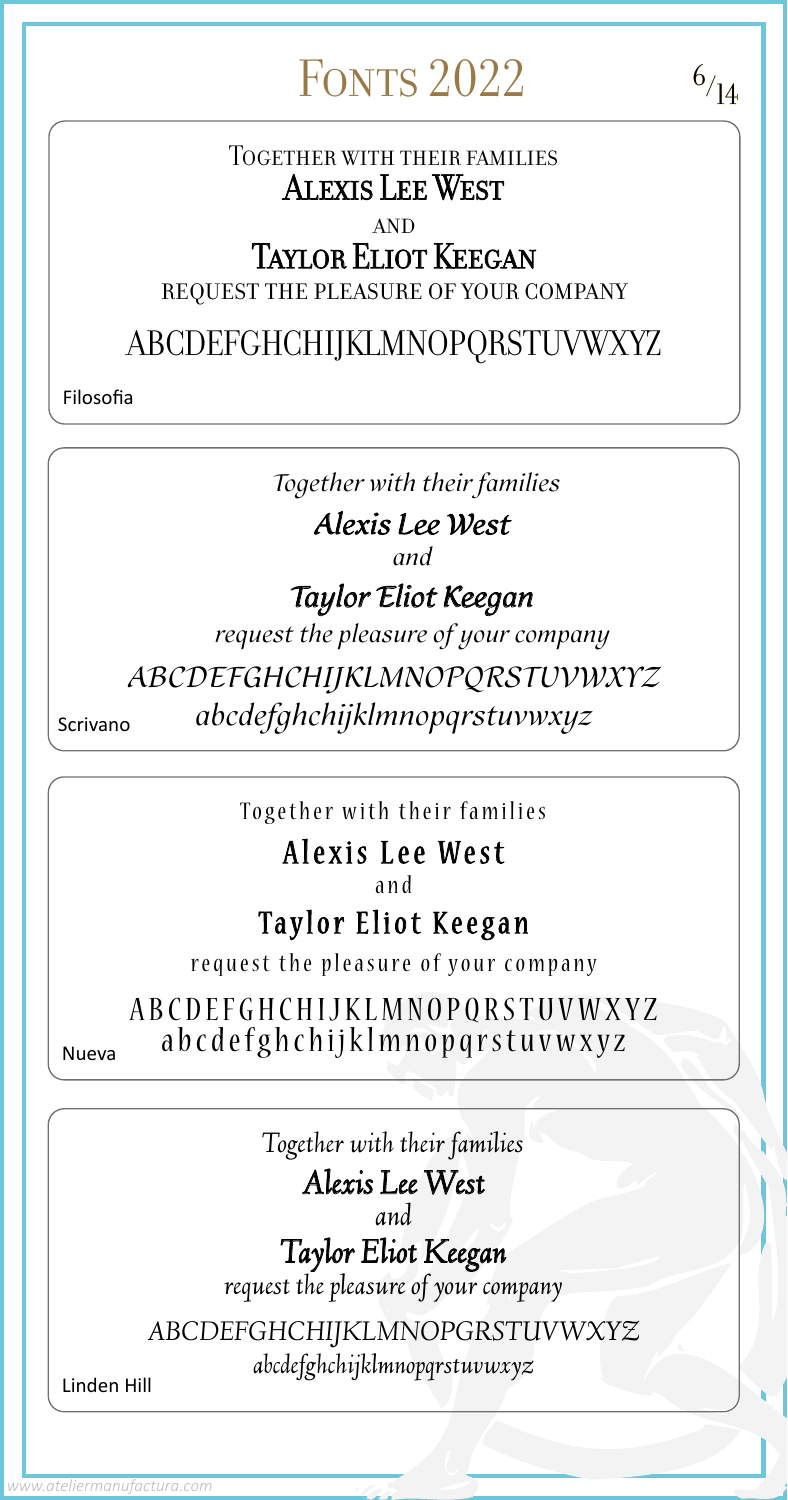# Fonts 2022

Together with their families
Alexis Lee West
and
Taylor Eliot Keegan
request the pleasure of your company

ABCDEFGHCHIJKLMNOPQRSTUVWXYZ

Filosofia

*Together with their families*
*Alexis Lee West*
*and*
*Taylor Eliot Keegan*
*request the pleasure of your company*

*ABCDEFGHCHIJKLMNOPQRSTUVWXYZ*
*abcdefghchijklmnopqrstuvwxyz*

Scrivano

Together with their families
Alexis Lee West
and
Taylor Eliot Keegan
request the pleasure of your company

ABCDEFGHCHIJKLMNOPQRSTUVWXYZ
abcdefghchijklmnopqrstuvwxyz

Nueva

*Together with their families*
*Alexis Lee West*
*and*
*Taylor Eliot Keegan*
*request the pleasure of your company*

*ABCDEFGHCHIJKLMNOPGRSTUVWXYZ*
*abcdefghchijklmnopqrstuvwxyz*

Linden Hill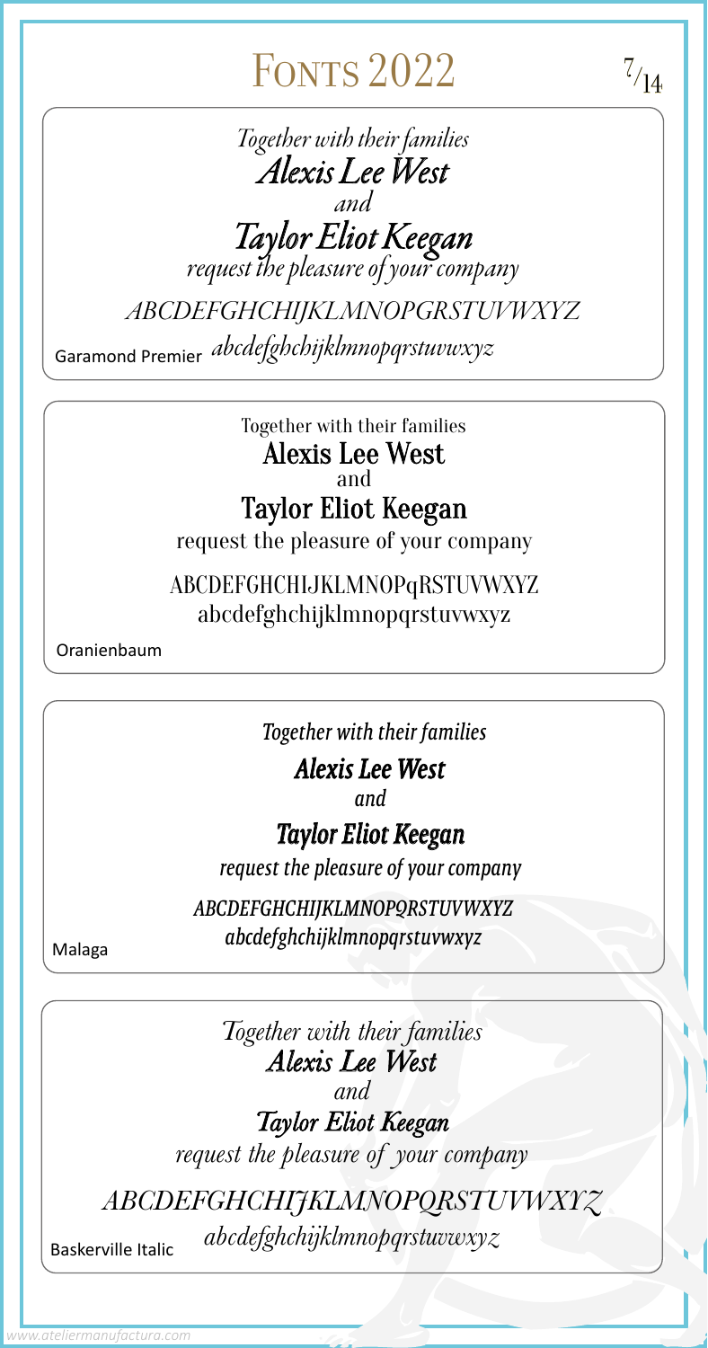# Fonts 2022

*Together with their families*
*Alexis Lee West*
*and*
*Taylor Eliot Keegan*
*request the pleasure of your company*

*ABCDEFGHCHIJKLMNOPGRSTUVWXYZ*
*abcdefghchijklmnopqrstuvwxyz*

Garamond Premier

Together with their families
Alexis Lee West
and
Taylor Eliot Keegan
request the pleasure of your company

ABCDEFGHCHIJKLMNOPqRSTUVWXYZ
abcdefghchijklmnopqrstuvwxyz

Oranienbaum

*Together with their families*
***Alexis Lee West***
*and*
***Taylor Eliot Keegan***
*request the pleasure of your company*

*ABCDEFGHCHIJKLMNOPQRSTUVWXYZ*
*abcdefghchijklmnopqrstuvwxyz*

Malaga

*Together with their families*
*Alexis Lee West*
*and*
*Taylor Eliot Keegan*
*request the pleasure of your company*

*ABCDEFGHCHIJKLMNOPQRSTUVWXYZ*
*abcdefghchijklmnopqrstuvwxyz*

Baskerville Italic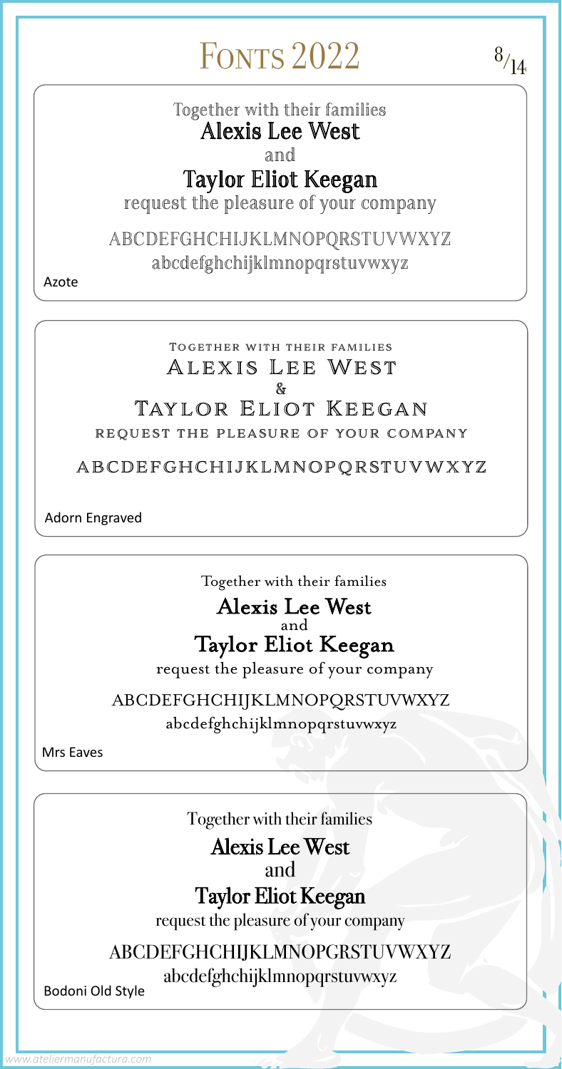# Fonts 2022

Together with their families
Alexis Lee West
and
Taylor Eliot Keegan
request the pleasure of your company

ABCDEFGHCHIJKLMNOPQRSTUVWXYZ
abcdefghchijklmnopqrstuvwxyz

Azote

---

TOGETHER WITH THEIR FAMILIES
ALEXIS LEE WEST
&
TAYLOR ELIOT KEEGAN
REQUEST THE PLEASURE OF YOUR COMPANY

ABCDEFGHCHIJKLMNOPQRSTUVWXYZ

Adorn Engraved

---

Together with their families
Alexis Lee West
and
Taylor Eliot Keegan
request the pleasure of your company

ABCDEFGHCHIJKLMNOPQRSTUVWXYZ
abcdefghchijklmnopqrstuvwxyz

Mrs Eaves

---

Together with their families
Alexis Lee West
and
Taylor Eliot Keegan
request the pleasure of your company

ABCDEFGHCHIJKLMNOPGRSTUVWXYZ
abcdefghchijklmnopqrstuvwxyz

Bodoni Old Style

www.ateliermanufactura.com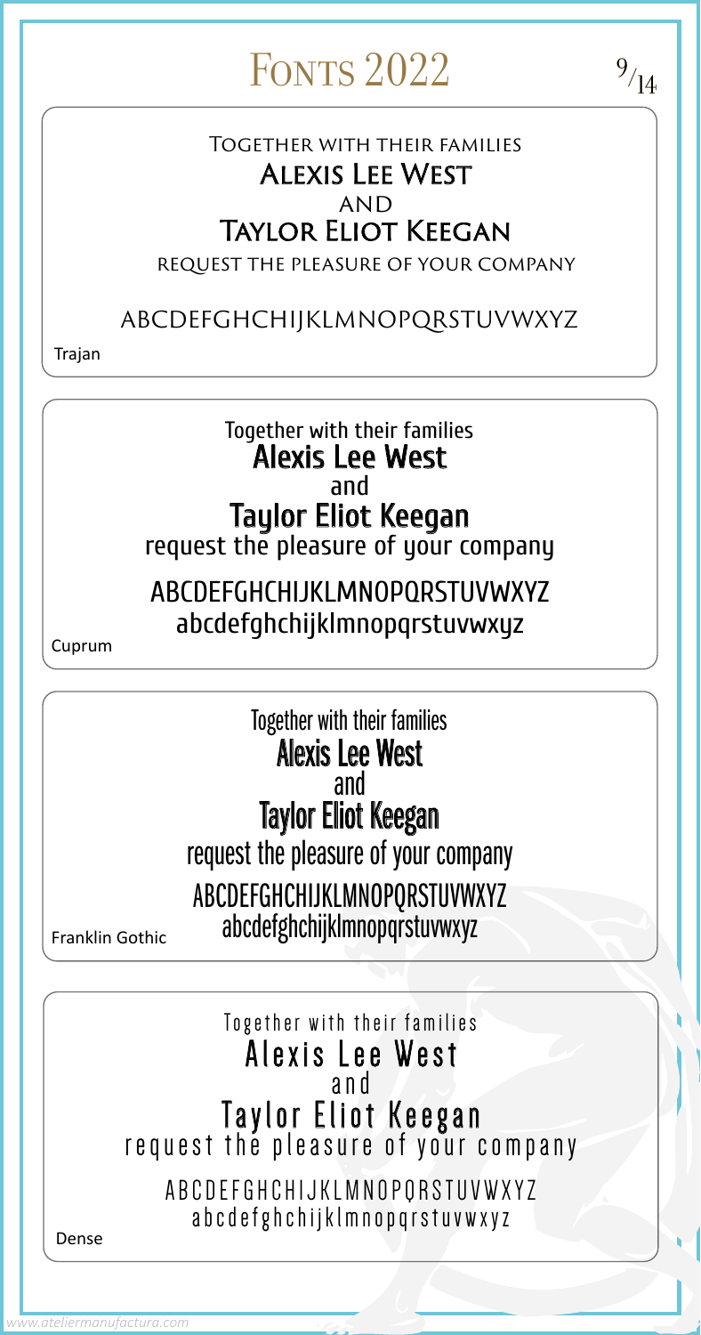# Fonts 2022

Together with their families
Alexis Lee West
and
Taylor Eliot Keegan
request the pleasure of your company

ABCDEFGHCHIJKLMNOPQRSTUVWXYZ

Trajan

Together with their families
Alexis Lee West
and
Taylor Eliot Keegan
request the pleasure of your company

ABCDEFGHCHIJKLMNOPQRSTUVWXYZ
abcdefghchijklmnopqrstuvwxyz

Cuprum

Together with their families
Alexis Lee West
and
Taylor Eliot Keegan
request the pleasure of your company

ABCDEFGHCHIJKLMNOPQRSTUVWXYZ
abcdefghchijklmnopqrstuvwxyz

Franklin Gothic

Together with their families
Alexis Lee West
and
Taylor Eliot Keegan
request the pleasure of your company

ABCDEFGHCHIJKLMNOPQRSTUVWXYZ
abcdefghchijklmnopqrstuvwxyz

Dense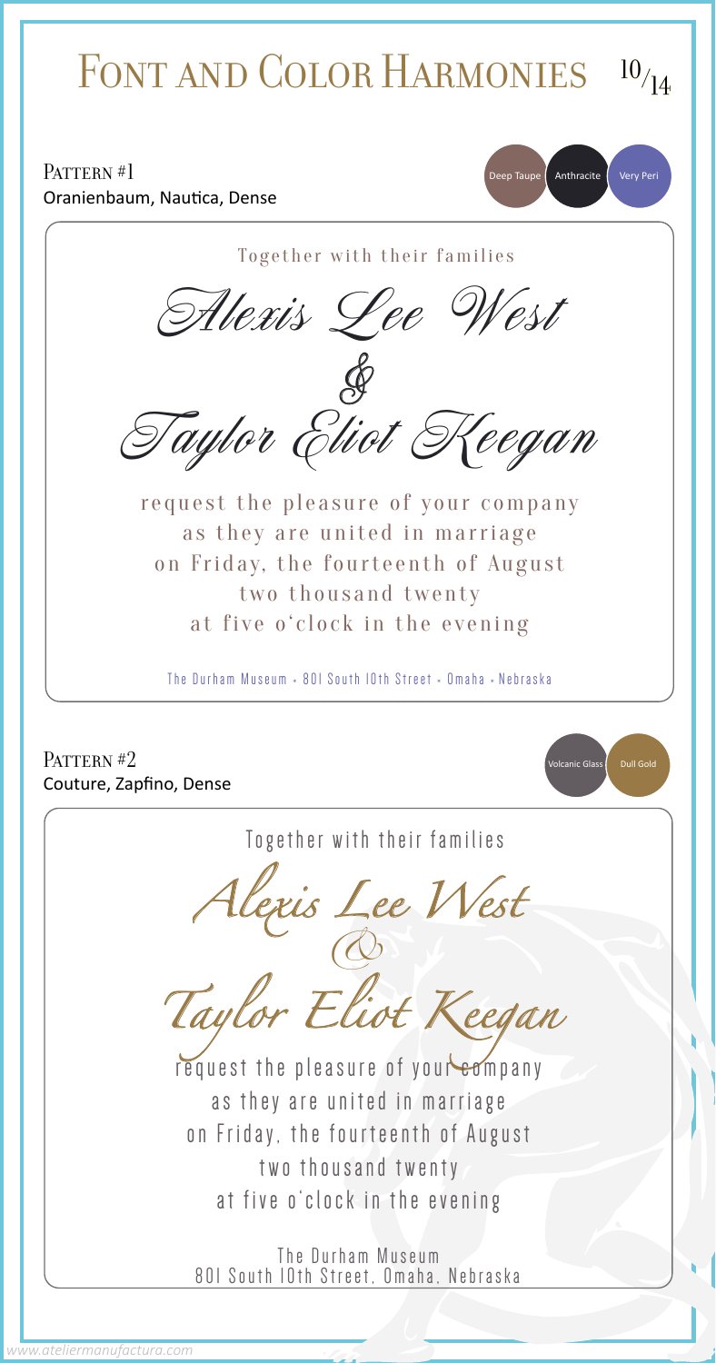# Font and Color Harmonies

## Pattern #1

Oranienbaum, Nautica, Dense

Deep Taupe | Anthracite | Very Peri

Together with their families

Alexis Lee West

&

Taylor Eliot Keegan

request the pleasure of your company
as they are united in marriage
on Friday, the fourteenth of August
two thousand twenty
at five o'clock in the evening

The Durham Museum • 801 South 10th Street • Omaha • Nebraska

## Pattern #2

Couture, Zapfino, Dense

Volcanic Glass | Dull Gold

Together with their families

Alexis Lee West

&

Taylor Eliot Keegan

request the pleasure of your company
as they are united in marriage
on Friday, the fourteenth of August
two thousand twenty
at five o'clock in the evening

The Durham Museum
801 South 10th Street, Omaha, Nebraska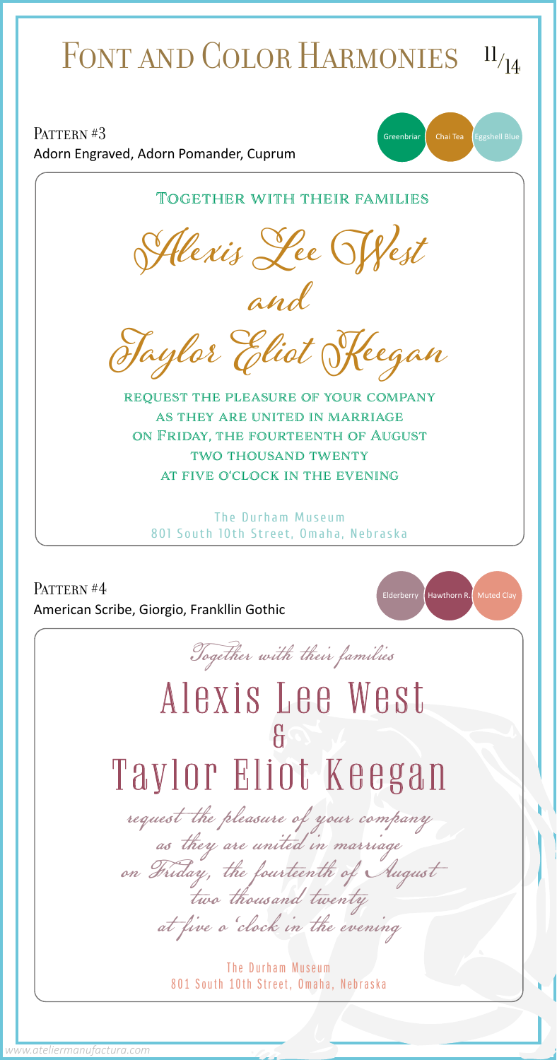# Font and Color Harmonies

## Pattern #3

Adorn Engraved, Adorn Pomander, Cuprum

Greenbriar | Chai Tea | Eggshell Blue

TOGETHER WITH THEIR FAMILIES

Alexis Lee West

and

Taylor Eliot Keegan

REQUEST THE PLEASURE OF YOUR COMPANY
AS THEY ARE UNITED IN MARRIAGE
ON FRIDAY, THE FOURTEENTH OF AUGUST
TWO THOUSAND TWENTY
AT FIVE O'CLOCK IN THE EVENING

The Durham Museum
801 South 10th Street, Omaha, Nebraska

## Pattern #4

American Scribe, Giorgio, Frankllin Gothic

Elderberry | Hawthorn R. | Muted Clay

*Together with their families*

Alexis Lee West

&

Taylor Eliot Keegan

*request the pleasure of your company*
*as they are united in marriage*
*on Friday, the fourteenth of August*
*two thousand twenty*
*at five o'clock in the evening*

The Durham Museum
801 South 10th Street, Omaha, Nebraska

www.ateliermanufactura.com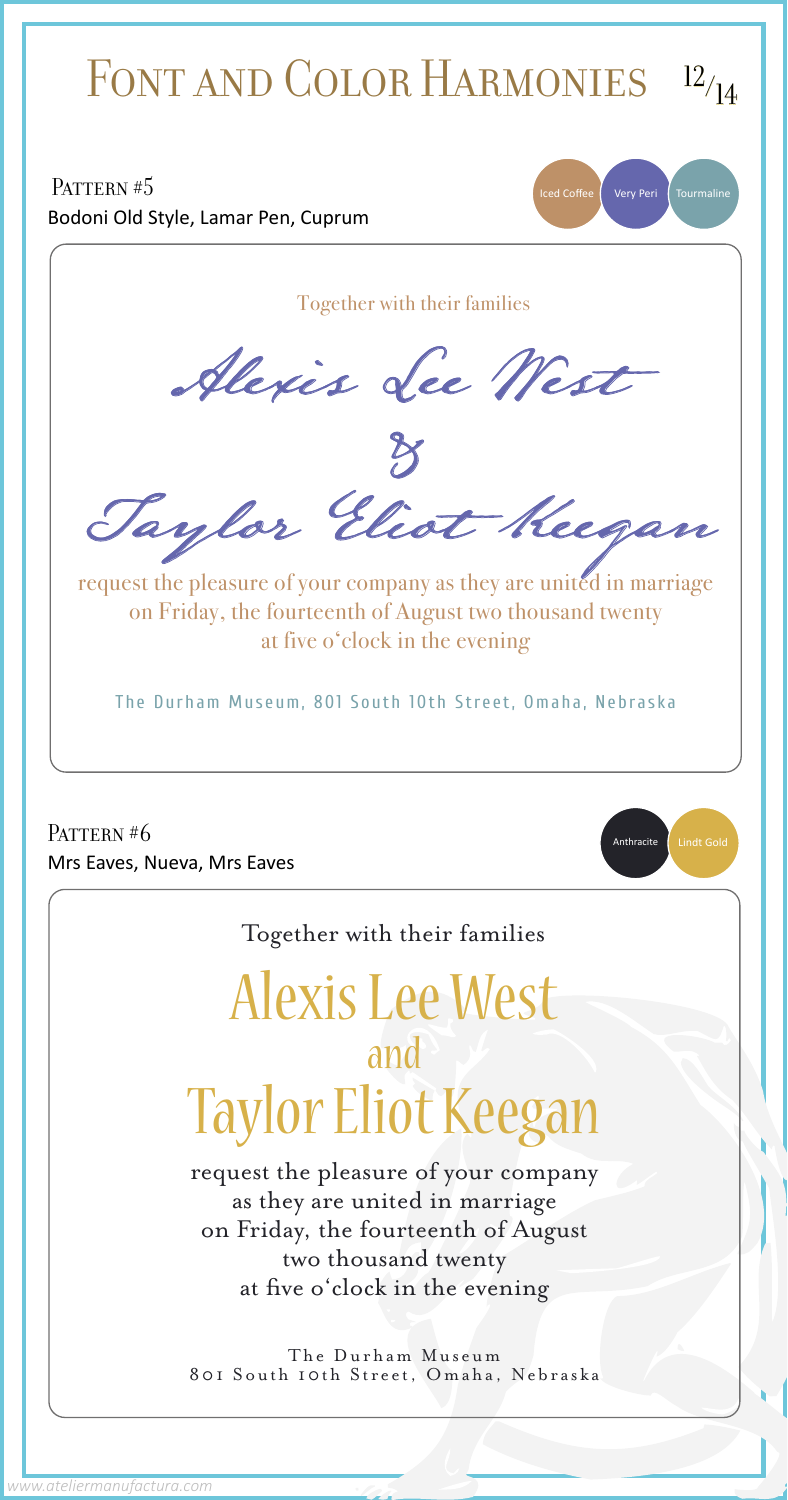# Font and Color Harmonies

## Pattern #5

Bodoni Old Style, Lamar Pen, Cuprum

Iced Coffee | Very Peri | Tourmaline

Together with their families

Alexis Lee West

&

Taylor Eliot Keegan

request the pleasure of your company as they are united in marriage
on Friday, the fourteenth of August two thousand twenty
at five o'clock in the evening

The Durham Museum, 801 South 10th Street, Omaha, Nebraska

## Pattern #6

Mrs Eaves, Nueva, Mrs Eaves

Anthracite | Lindt Gold

Together with their families

Alexis Lee West

and

Taylor Eliot Keegan

request the pleasure of your company
as they are united in marriage
on Friday, the fourteenth of August
two thousand twenty
at five o'clock in the evening

The Durham Museum
801 South 10th Street, Omaha, Nebraska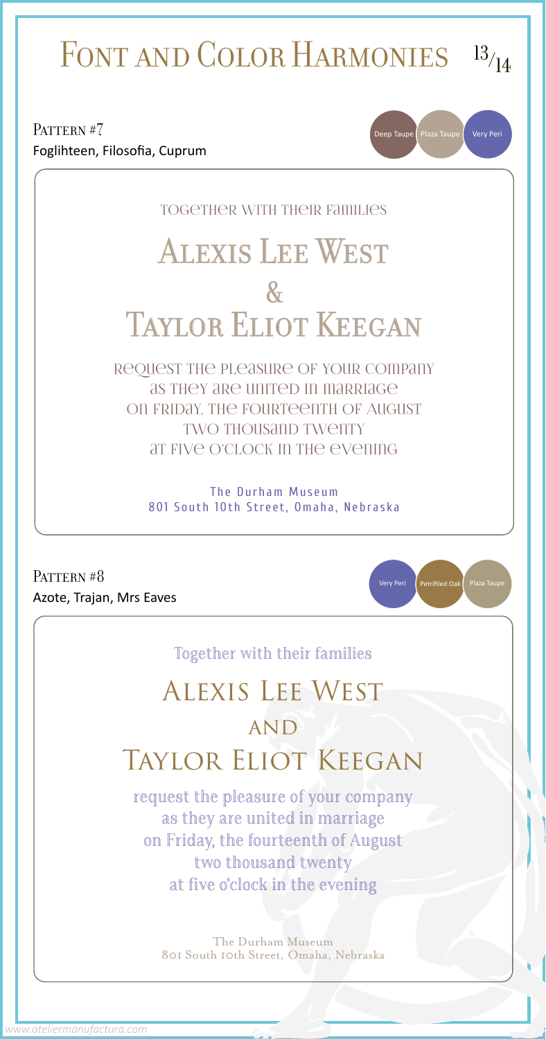# Font and Color Harmonies

## Pattern #7

Foglihteen, Filosofia, Cuprum

Deep Taupe | Plaza Taupe | Very Peri

TOGETHER WITH THEIR FAMILIES

ALEXIS LEE WEST

&

TAYLOR ELIOT KEEGAN

REQUEST THE PLEASURE OF YOUR COMPANY
AS THEY ARE UNITED IN MARRIAGE
ON FRIDAY, THE FOURTEENTH OF AUGUST
TWO THOUSAND TWENTY
AT FIVE O'CLOCK IN THE EVENING

The Durham Museum
801 South 10th Street, Omaha, Nebraska

## Pattern #8

Azote, Trajan, Mrs Eaves

Very Peri | Petrified Oak | Plaza Taupe

Together with their families

ALEXIS LEE WEST

AND

TAYLOR ELIOT KEEGAN

request the pleasure of your company
as they are united in marriage
on Friday, the fourteenth of August
two thousand twenty
at five o'clock in the evening

The Durham Museum
801 South 10th Street, Omaha, Nebraska

www.ateliermanufactura.com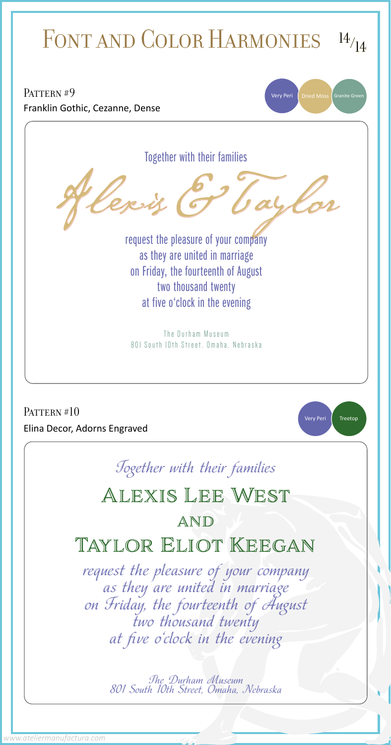# Font and Color Harmonies

## Pattern #9

Franklin Gothic, Cezanne, Dense

Very Peri | Dried Moss | Granite Green

Together with their families

Alexis & Taylor

request the pleasure of your company
as they are united in marriage
on Friday, the fourteenth of August
two thousand twenty
at five o'clock in the evening

The Durham Museum
801 South 10th Street, Omaha, Nebraska

## Pattern #10

Elina Decor, Adorns Engraved

Very Peri | Treetop

*Together with their families*

ALEXIS LEE WEST

AND

TAYLOR ELIOT KEEGAN

*request the pleasure of your company*
*as they are united in marriage*
*on Friday, the fourteenth of August*
*two thousand twenty*
*at five o'clock in the evening*

*The Durham Museum*
*801 South 10th Street, Omaha, Nebraska*

www.ateliermanufactura.com